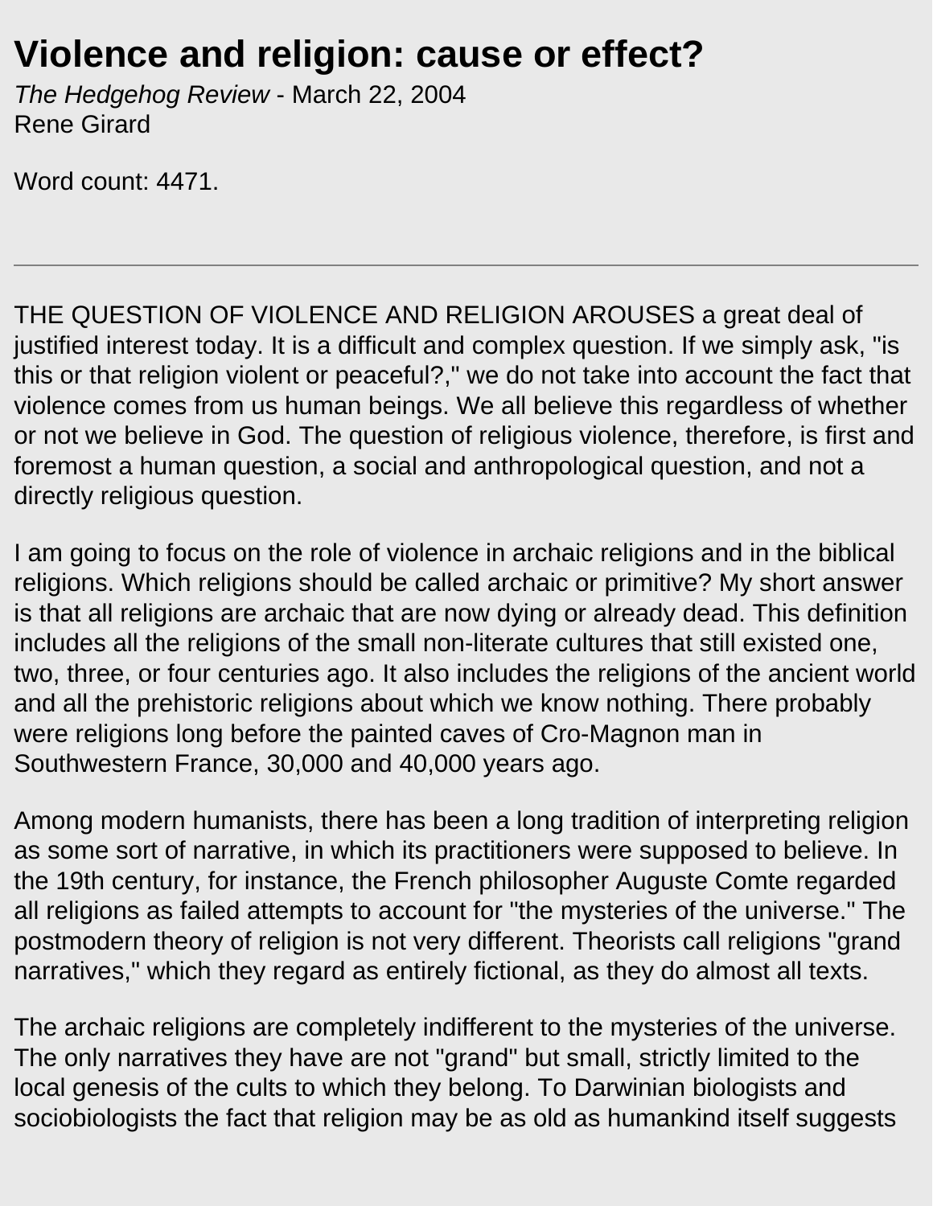# Violence and religion: cause or effect?

*The Hedgehog Review* - March 22, 2004
Rene Girard

Word count: 4471.

---

THE QUESTION OF VIOLENCE AND RELIGION AROUSES a great deal of justified interest today. It is a difficult and complex question. If we simply ask, "is this or that religion violent or peaceful?," we do not take into account the fact that violence comes from us human beings. We all believe this regardless of whether or not we believe in God. The question of religious violence, therefore, is first and foremost a human question, a social and anthropological question, and not a directly religious question.

I am going to focus on the role of violence in archaic religions and in the biblical religions. Which religions should be called archaic or primitive? My short answer is that all religions are archaic that are now dying or already dead. This definition includes all the religions of the small non-literate cultures that still existed one, two, three, or four centuries ago. It also includes the religions of the ancient world and all the prehistoric religions about which we know nothing. There probably were religions long before the painted caves of Cro-Magnon man in Southwestern France, 30,000 and 40,000 years ago.

Among modern humanists, there has been a long tradition of interpreting religion as some sort of narrative, in which its practitioners were supposed to believe. In the 19th century, for instance, the French philosopher Auguste Comte regarded all religions as failed attempts to account for "the mysteries of the universe." The postmodern theory of religion is not very different. Theorists call religions "grand narratives," which they regard as entirely fictional, as they do almost all texts.

The archaic religions are completely indifferent to the mysteries of the universe. The only narratives they have are not "grand" but small, strictly limited to the local genesis of the cults to which they belong. To Darwinian biologists and sociobiologists the fact that religion may be as old as humankind itself suggests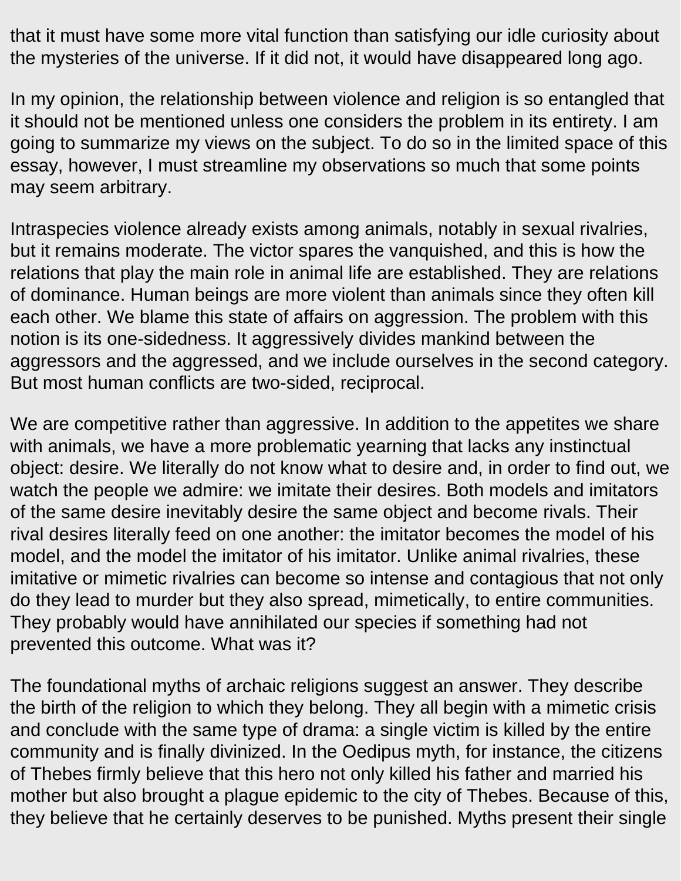that it must have some more vital function than satisfying our idle curiosity about the mysteries of the universe. If it did not, it would have disappeared long ago.

In my opinion, the relationship between violence and religion is so entangled that it should not be mentioned unless one considers the problem in its entirety. I am going to summarize my views on the subject. To do so in the limited space of this essay, however, I must streamline my observations so much that some points may seem arbitrary.

Intraspecies violence already exists among animals, notably in sexual rivalries, but it remains moderate. The victor spares the vanquished, and this is how the relations that play the main role in animal life are established. They are relations of dominance. Human beings are more violent than animals since they often kill each other. We blame this state of affairs on aggression. The problem with this notion is its one-sidedness. It aggressively divides mankind between the aggressors and the aggressed, and we include ourselves in the second category. But most human conflicts are two-sided, reciprocal.

We are competitive rather than aggressive. In addition to the appetites we share with animals, we have a more problematic yearning that lacks any instinctual object: desire. We literally do not know what to desire and, in order to find out, we watch the people we admire: we imitate their desires. Both models and imitators of the same desire inevitably desire the same object and become rivals. Their rival desires literally feed on one another: the imitator becomes the model of his model, and the model the imitator of his imitator. Unlike animal rivalries, these imitative or mimetic rivalries can become so intense and contagious that not only do they lead to murder but they also spread, mimetically, to entire communities. They probably would have annihilated our species if something had not prevented this outcome. What was it?

The foundational myths of archaic religions suggest an answer. They describe the birth of the religion to which they belong. They all begin with a mimetic crisis and conclude with the same type of drama: a single victim is killed by the entire community and is finally divinized. In the Oedipus myth, for instance, the citizens of Thebes firmly believe that this hero not only killed his father and married his mother but also brought a plague epidemic to the city of Thebes. Because of this, they believe that he certainly deserves to be punished. Myths present their single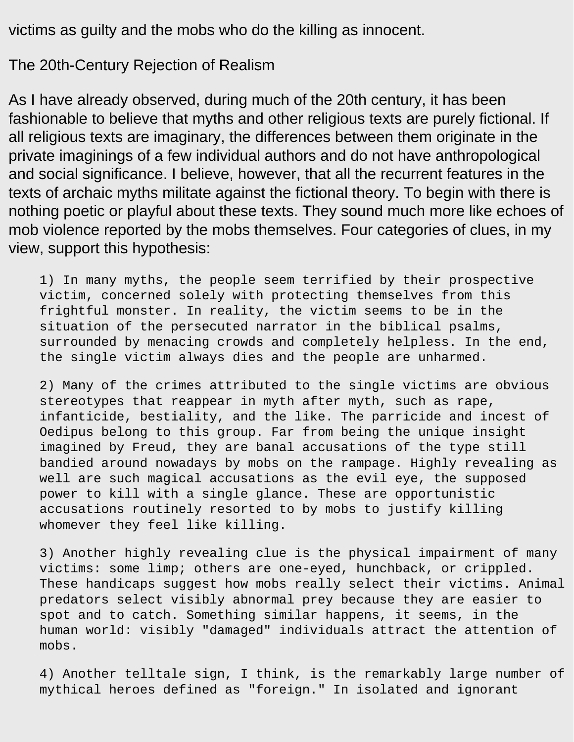victims as guilty and the mobs who do the killing as innocent.

## The 20th-Century Rejection of Realism

As I have already observed, during much of the 20th century, it has been fashionable to believe that myths and other religious texts are purely fictional. If all religious texts are imaginary, the differences between them originate in the private imaginings of a few individual authors and do not have anthropological and social significance. I believe, however, that all the recurrent features in the texts of archaic myths militate against the fictional theory. To begin with there is nothing poetic or playful about these texts. They sound much more like echoes of mob violence reported by the mobs themselves. Four categories of clues, in my view, support this hypothesis:

> 1) In many myths, the people seem terrified by their prospective victim, concerned solely with protecting themselves from this frightful monster. In reality, the victim seems to be in the situation of the persecuted narrator in the biblical psalms, surrounded by menacing crowds and completely helpless. In the end, the single victim always dies and the people are unharmed.
>
> 2) Many of the crimes attributed to the single victims are obvious stereotypes that reappear in myth after myth, such as rape, infanticide, bestiality, and the like. The parricide and incest of Oedipus belong to this group. Far from being the unique insight imagined by Freud, they are banal accusations of the type still bandied around nowadays by mobs on the rampage. Highly revealing as well are such magical accusations as the evil eye, the supposed power to kill with a single glance. These are opportunistic accusations routinely resorted to by mobs to justify killing whomever they feel like killing.
>
> 3) Another highly revealing clue is the physical impairment of many victims: some limp; others are one-eyed, hunchback, or crippled. These handicaps suggest how mobs really select their victims. Animal predators select visibly abnormal prey because they are easier to spot and to catch. Something similar happens, it seems, in the human world: visibly "damaged" individuals attract the attention of mobs.
>
> 4) Another telltale sign, I think, is the remarkably large number of mythical heroes defined as "foreign." In isolated and ignorant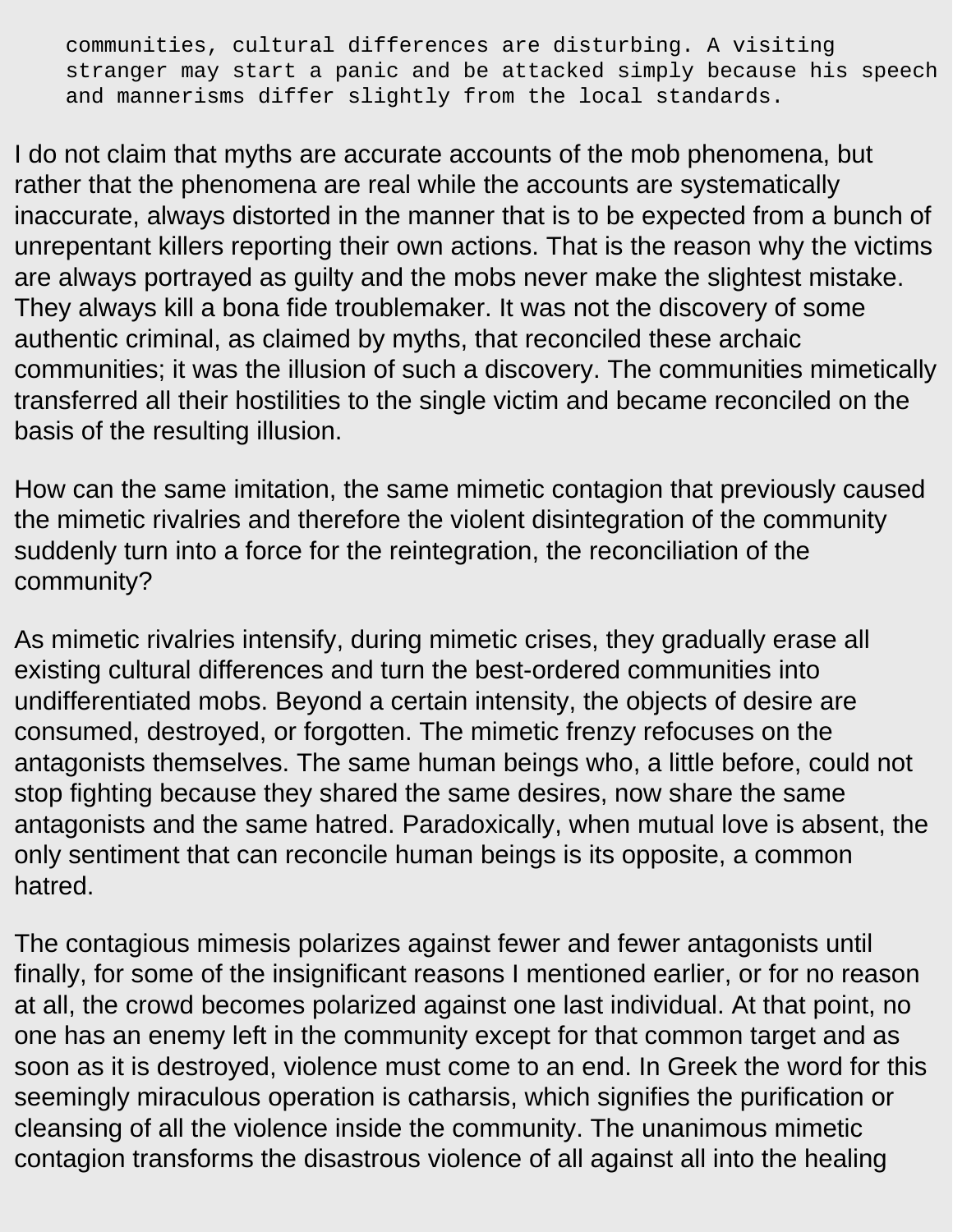> communities, cultural differences are disturbing. A visiting stranger may start a panic and be attacked simply because his speech and mannerisms differ slightly from the local standards.

I do not claim that myths are accurate accounts of the mob phenomena, but rather that the phenomena are real while the accounts are systematically inaccurate, always distorted in the manner that is to be expected from a bunch of unrepentant killers reporting their own actions. That is the reason why the victims are always portrayed as guilty and the mobs never make the slightest mistake. They always kill a bona fide troublemaker. It was not the discovery of some authentic criminal, as claimed by myths, that reconciled these archaic communities; it was the illusion of such a discovery. The communities mimetically transferred all their hostilities to the single victim and became reconciled on the basis of the resulting illusion.

How can the same imitation, the same mimetic contagion that previously caused the mimetic rivalries and therefore the violent disintegration of the community suddenly turn into a force for the reintegration, the reconciliation of the community?

As mimetic rivalries intensify, during mimetic crises, they gradually erase all existing cultural differences and turn the best-ordered communities into undifferentiated mobs. Beyond a certain intensity, the objects of desire are consumed, destroyed, or forgotten. The mimetic frenzy refocuses on the antagonists themselves. The same human beings who, a little before, could not stop fighting because they shared the same desires, now share the same antagonists and the same hatred. Paradoxically, when mutual love is absent, the only sentiment that can reconcile human beings is its opposite, a common hatred.

The contagious mimesis polarizes against fewer and fewer antagonists until finally, for some of the insignificant reasons I mentioned earlier, or for no reason at all, the crowd becomes polarized against one last individual. At that point, no one has an enemy left in the community except for that common target and as soon as it is destroyed, violence must come to an end. In Greek the word for this seemingly miraculous operation is catharsis, which signifies the purification or cleansing of all the violence inside the community. The unanimous mimetic contagion transforms the disastrous violence of all against all into the healing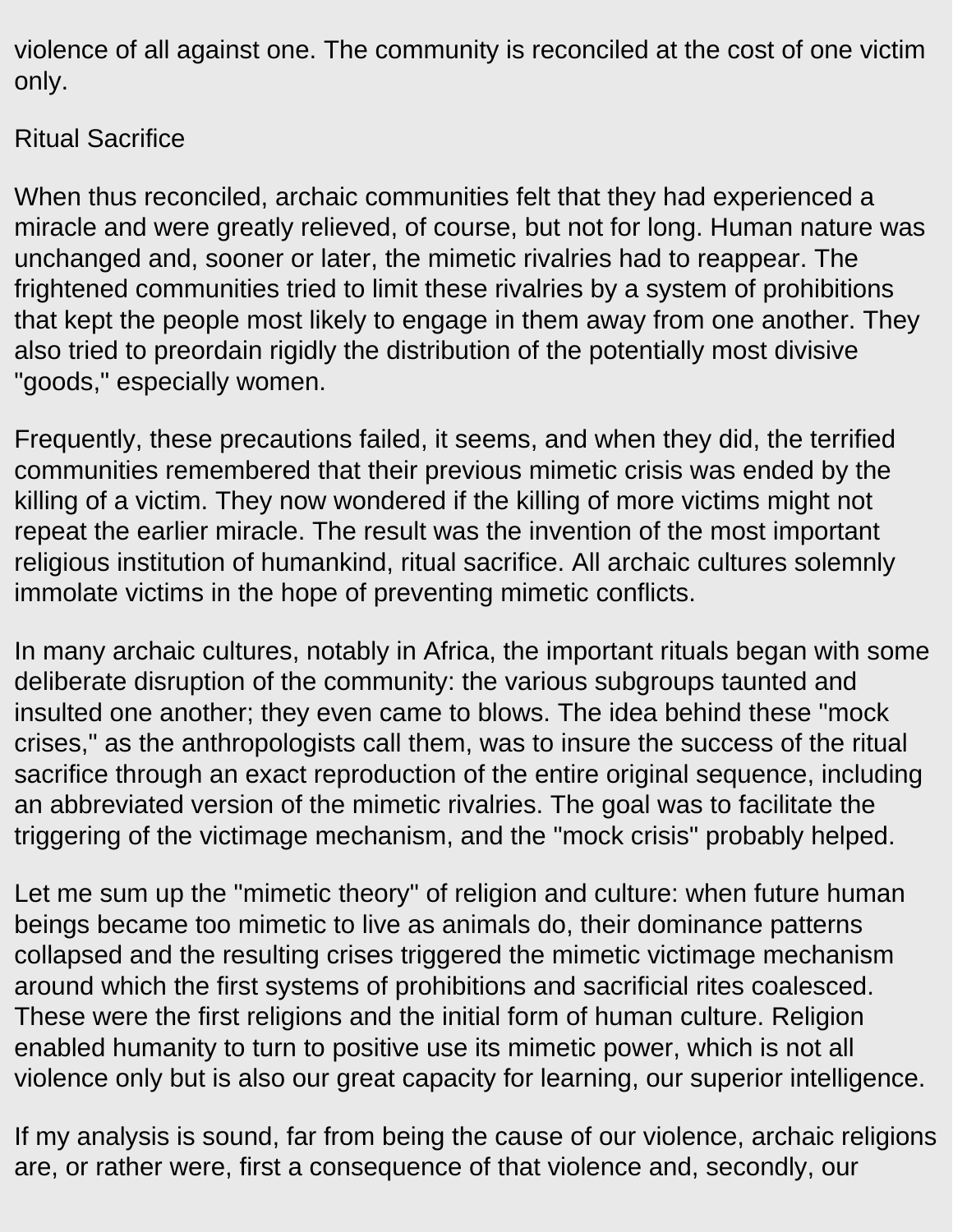violence of all against one. The community is reconciled at the cost of one victim only.

## Ritual Sacrifice

When thus reconciled, archaic communities felt that they had experienced a miracle and were greatly relieved, of course, but not for long. Human nature was unchanged and, sooner or later, the mimetic rivalries had to reappear. The frightened communities tried to limit these rivalries by a system of prohibitions that kept the people most likely to engage in them away from one another. They also tried to preordain rigidly the distribution of the potentially most divisive "goods," especially women.

Frequently, these precautions failed, it seems, and when they did, the terrified communities remembered that their previous mimetic crisis was ended by the killing of a victim. They now wondered if the killing of more victims might not repeat the earlier miracle. The result was the invention of the most important religious institution of humankind, ritual sacrifice. All archaic cultures solemnly immolate victims in the hope of preventing mimetic conflicts.

In many archaic cultures, notably in Africa, the important rituals began with some deliberate disruption of the community: the various subgroups taunted and insulted one another; they even came to blows. The idea behind these "mock crises," as the anthropologists call them, was to insure the success of the ritual sacrifice through an exact reproduction of the entire original sequence, including an abbreviated version of the mimetic rivalries. The goal was to facilitate the triggering of the victimage mechanism, and the "mock crisis" probably helped.

Let me sum up the "mimetic theory" of religion and culture: when future human beings became too mimetic to live as animals do, their dominance patterns collapsed and the resulting crises triggered the mimetic victimage mechanism around which the first systems of prohibitions and sacrificial rites coalesced. These were the first religions and the initial form of human culture. Religion enabled humanity to turn to positive use its mimetic power, which is not all violence only but is also our great capacity for learning, our superior intelligence.

If my analysis is sound, far from being the cause of our violence, archaic religions are, or rather were, first a consequence of that violence and, secondly, our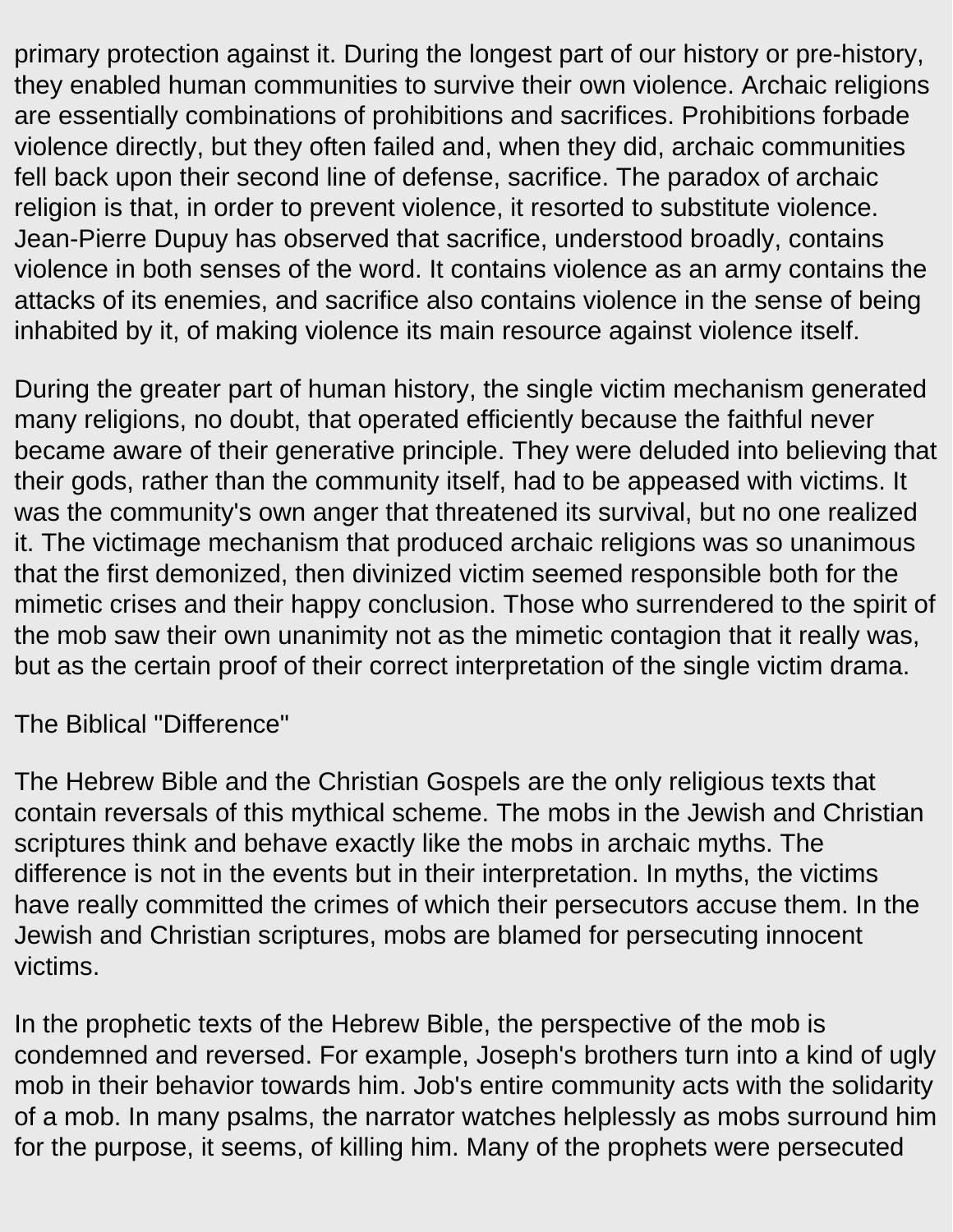primary protection against it. During the longest part of our history or pre-history, they enabled human communities to survive their own violence. Archaic religions are essentially combinations of prohibitions and sacrifices. Prohibitions forbade violence directly, but they often failed and, when they did, archaic communities fell back upon their second line of defense, sacrifice. The paradox of archaic religion is that, in order to prevent violence, it resorted to substitute violence. Jean-Pierre Dupuy has observed that sacrifice, understood broadly, contains violence in both senses of the word. It contains violence as an army contains the attacks of its enemies, and sacrifice also contains violence in the sense of being inhabited by it, of making violence its main resource against violence itself.

During the greater part of human history, the single victim mechanism generated many religions, no doubt, that operated efficiently because the faithful never became aware of their generative principle. They were deluded into believing that their gods, rather than the community itself, had to be appeased with victims. It was the community's own anger that threatened its survival, but no one realized it. The victimage mechanism that produced archaic religions was so unanimous that the first demonized, then divinized victim seemed responsible both for the mimetic crises and their happy conclusion. Those who surrendered to the spirit of the mob saw their own unanimity not as the mimetic contagion that it really was, but as the certain proof of their correct interpretation of the single victim drama.

## The Biblical "Difference"

The Hebrew Bible and the Christian Gospels are the only religious texts that contain reversals of this mythical scheme. The mobs in the Jewish and Christian scriptures think and behave exactly like the mobs in archaic myths. The difference is not in the events but in their interpretation. In myths, the victims have really committed the crimes of which their persecutors accuse them. In the Jewish and Christian scriptures, mobs are blamed for persecuting innocent victims.

In the prophetic texts of the Hebrew Bible, the perspective of the mob is condemned and reversed. For example, Joseph's brothers turn into a kind of ugly mob in their behavior towards him. Job's entire community acts with the solidarity of a mob. In many psalms, the narrator watches helplessly as mobs surround him for the purpose, it seems, of killing him. Many of the prophets were persecuted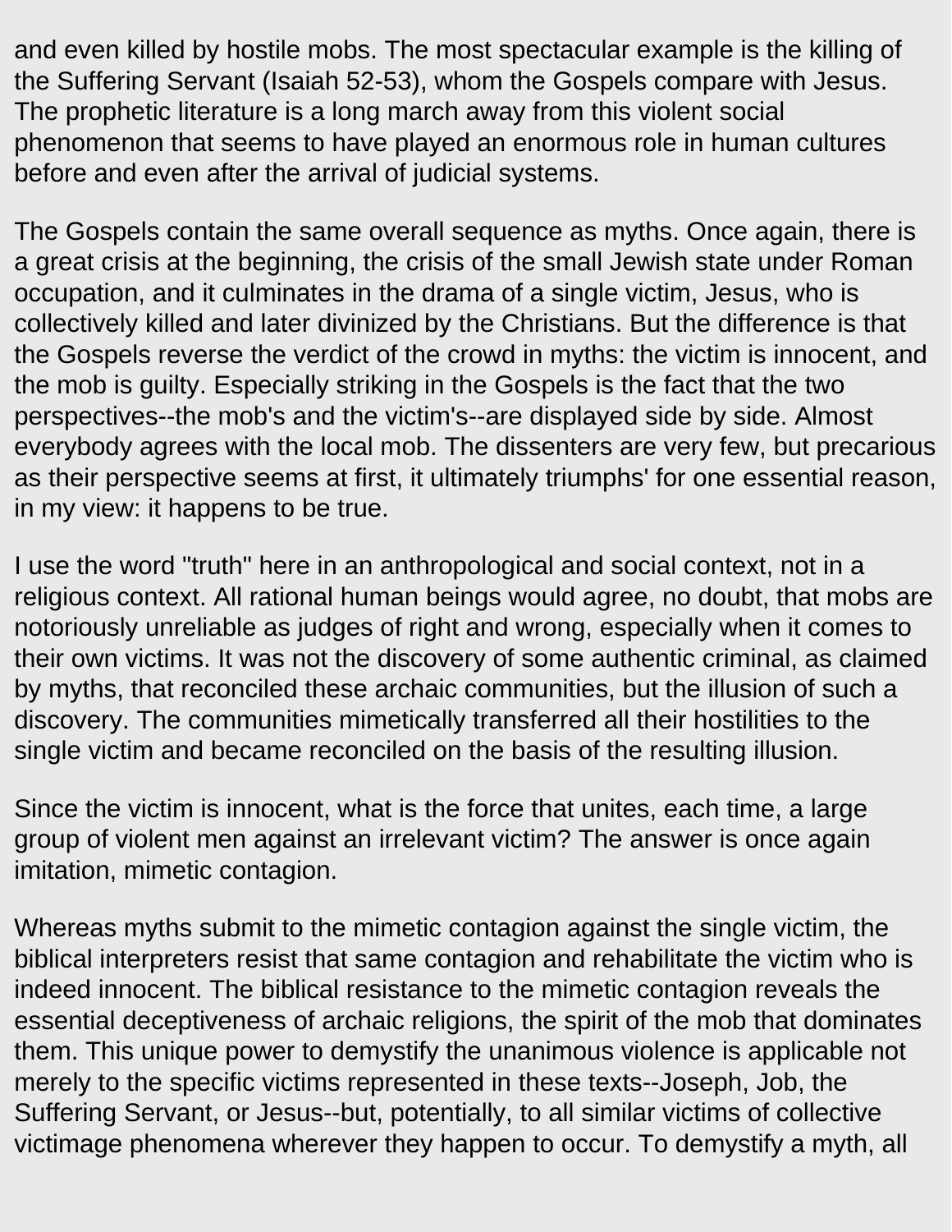and even killed by hostile mobs. The most spectacular example is the killing of the Suffering Servant (Isaiah 52-53), whom the Gospels compare with Jesus. The prophetic literature is a long march away from this violent social phenomenon that seems to have played an enormous role in human cultures before and even after the arrival of judicial systems.

The Gospels contain the same overall sequence as myths. Once again, there is a great crisis at the beginning, the crisis of the small Jewish state under Roman occupation, and it culminates in the drama of a single victim, Jesus, who is collectively killed and later divinized by the Christians. But the difference is that the Gospels reverse the verdict of the crowd in myths: the victim is innocent, and the mob is guilty. Especially striking in the Gospels is the fact that the two perspectives--the mob's and the victim's--are displayed side by side. Almost everybody agrees with the local mob. The dissenters are very few, but precarious as their perspective seems at first, it ultimately triumphs' for one essential reason, in my view: it happens to be true.

I use the word "truth" here in an anthropological and social context, not in a religious context. All rational human beings would agree, no doubt, that mobs are notoriously unreliable as judges of right and wrong, especially when it comes to their own victims. It was not the discovery of some authentic criminal, as claimed by myths, that reconciled these archaic communities, but the illusion of such a discovery. The communities mimetically transferred all their hostilities to the single victim and became reconciled on the basis of the resulting illusion.

Since the victim is innocent, what is the force that unites, each time, a large group of violent men against an irrelevant victim? The answer is once again imitation, mimetic contagion.

Whereas myths submit to the mimetic contagion against the single victim, the biblical interpreters resist that same contagion and rehabilitate the victim who is indeed innocent. The biblical resistance to the mimetic contagion reveals the essential deceptiveness of archaic religions, the spirit of the mob that dominates them. This unique power to demystify the unanimous violence is applicable not merely to the specific victims represented in these texts--Joseph, Job, the Suffering Servant, or Jesus--but, potentially, to all similar victims of collective victimage phenomena wherever they happen to occur. To demystify a myth, all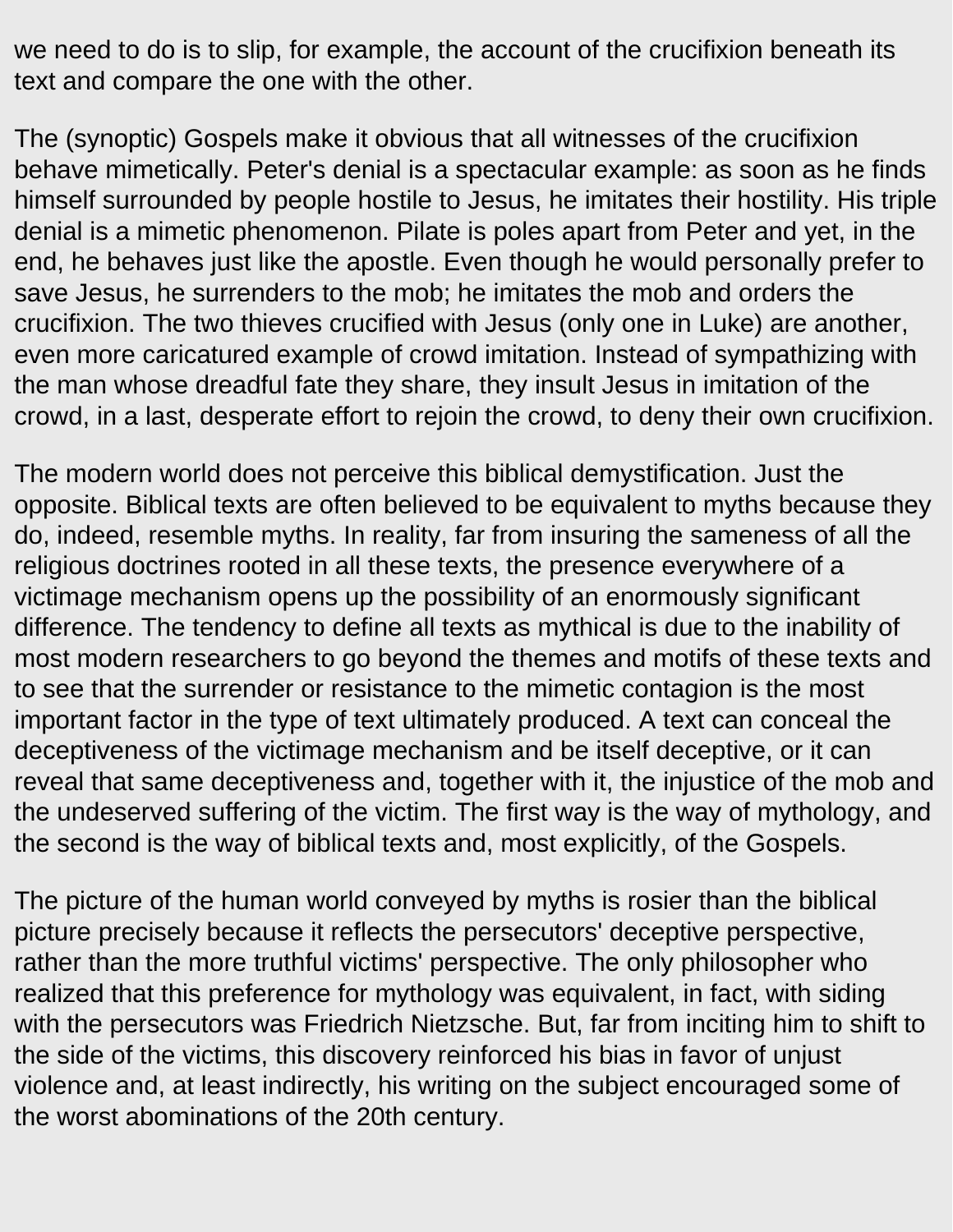we need to do is to slip, for example, the account of the crucifixion beneath its text and compare the one with the other.

The (synoptic) Gospels make it obvious that all witnesses of the crucifixion behave mimetically. Peter's denial is a spectacular example: as soon as he finds himself surrounded by people hostile to Jesus, he imitates their hostility. His triple denial is a mimetic phenomenon. Pilate is poles apart from Peter and yet, in the end, he behaves just like the apostle. Even though he would personally prefer to save Jesus, he surrenders to the mob; he imitates the mob and orders the crucifixion. The two thieves crucified with Jesus (only one in Luke) are another, even more caricatured example of crowd imitation. Instead of sympathizing with the man whose dreadful fate they share, they insult Jesus in imitation of the crowd, in a last, desperate effort to rejoin the crowd, to deny their own crucifixion.

The modern world does not perceive this biblical demystification. Just the opposite. Biblical texts are often believed to be equivalent to myths because they do, indeed, resemble myths. In reality, far from insuring the sameness of all the religious doctrines rooted in all these texts, the presence everywhere of a victimage mechanism opens up the possibility of an enormously significant difference. The tendency to define all texts as mythical is due to the inability of most modern researchers to go beyond the themes and motifs of these texts and to see that the surrender or resistance to the mimetic contagion is the most important factor in the type of text ultimately produced. A text can conceal the deceptiveness of the victimage mechanism and be itself deceptive, or it can reveal that same deceptiveness and, together with it, the injustice of the mob and the undeserved suffering of the victim. The first way is the way of mythology, and the second is the way of biblical texts and, most explicitly, of the Gospels.

The picture of the human world conveyed by myths is rosier than the biblical picture precisely because it reflects the persecutors' deceptive perspective, rather than the more truthful victims' perspective. The only philosopher who realized that this preference for mythology was equivalent, in fact, with siding with the persecutors was Friedrich Nietzsche. But, far from inciting him to shift to the side of the victims, this discovery reinforced his bias in favor of unjust violence and, at least indirectly, his writing on the subject encouraged some of the worst abominations of the 20th century.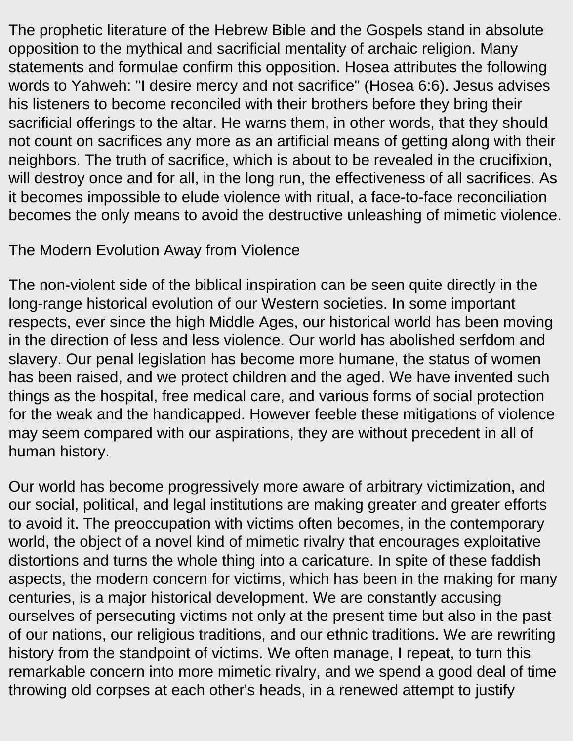The prophetic literature of the Hebrew Bible and the Gospels stand in absolute opposition to the mythical and sacrificial mentality of archaic religion. Many statements and formulae confirm this opposition. Hosea attributes the following words to Yahweh: "I desire mercy and not sacrifice" (Hosea 6:6). Jesus advises his listeners to become reconciled with their brothers before they bring their sacrificial offerings to the altar. He warns them, in other words, that they should not count on sacrifices any more as an artificial means of getting along with their neighbors. The truth of sacrifice, which is about to be revealed in the crucifixion, will destroy once and for all, in the long run, the effectiveness of all sacrifices. As it becomes impossible to elude violence with ritual, a face-to-face reconciliation becomes the only means to avoid the destructive unleashing of mimetic violence.

## The Modern Evolution Away from Violence

The non-violent side of the biblical inspiration can be seen quite directly in the long-range historical evolution of our Western societies. In some important respects, ever since the high Middle Ages, our historical world has been moving in the direction of less and less violence. Our world has abolished serfdom and slavery. Our penal legislation has become more humane, the status of women has been raised, and we protect children and the aged. We have invented such things as the hospital, free medical care, and various forms of social protection for the weak and the handicapped. However feeble these mitigations of violence may seem compared with our aspirations, they are without precedent in all of human history.

Our world has become progressively more aware of arbitrary victimization, and our social, political, and legal institutions are making greater and greater efforts to avoid it. The preoccupation with victims often becomes, in the contemporary world, the object of a novel kind of mimetic rivalry that encourages exploitative distortions and turns the whole thing into a caricature. In spite of these faddish aspects, the modern concern for victims, which has been in the making for many centuries, is a major historical development. We are constantly accusing ourselves of persecuting victims not only at the present time but also in the past of our nations, our religious traditions, and our ethnic traditions. We are rewriting history from the standpoint of victims. We often manage, I repeat, to turn this remarkable concern into more mimetic rivalry, and we spend a good deal of time throwing old corpses at each other's heads, in a renewed attempt to justify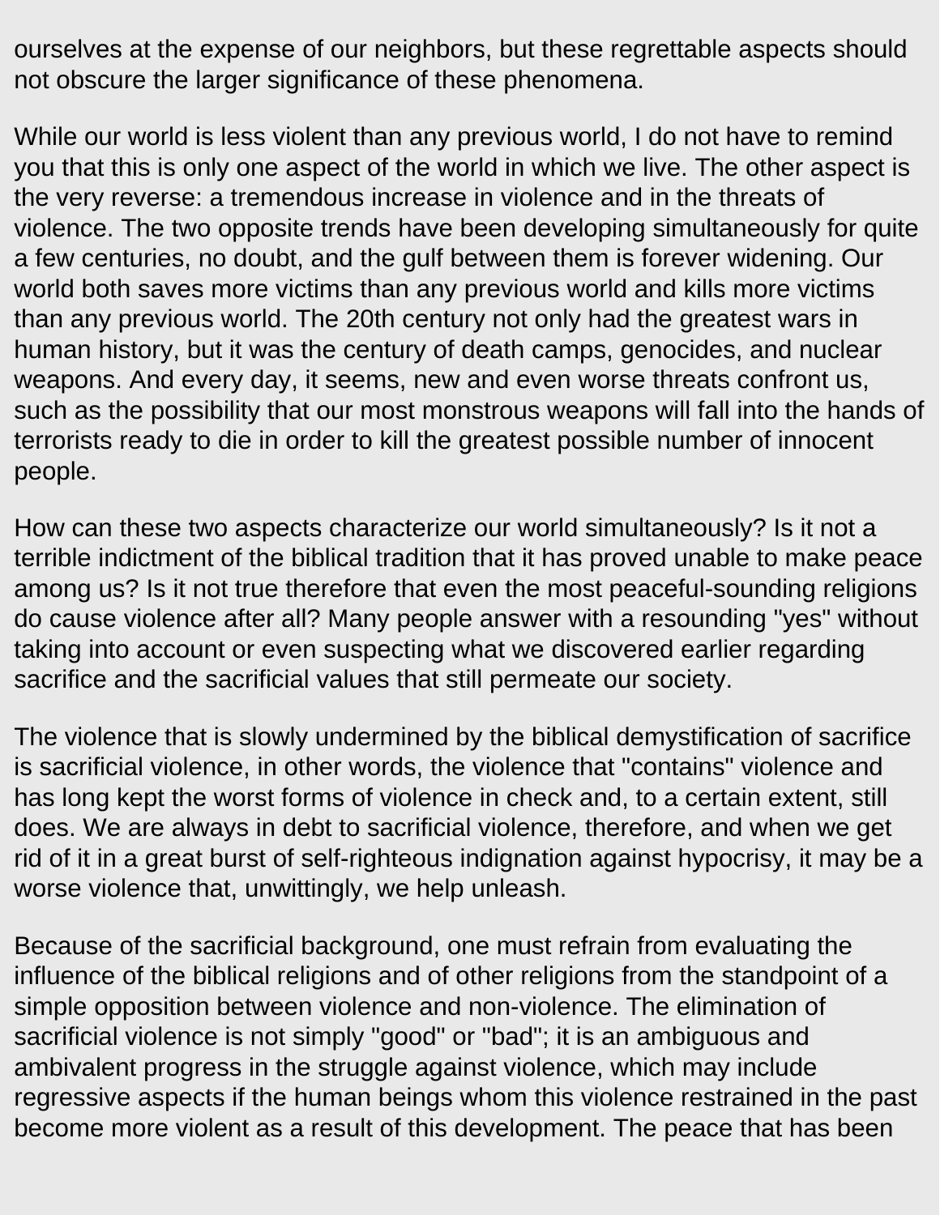ourselves at the expense of our neighbors, but these regrettable aspects should not obscure the larger significance of these phenomena.

While our world is less violent than any previous world, I do not have to remind you that this is only one aspect of the world in which we live. The other aspect is the very reverse: a tremendous increase in violence and in the threats of violence. The two opposite trends have been developing simultaneously for quite a few centuries, no doubt, and the gulf between them is forever widening. Our world both saves more victims than any previous world and kills more victims than any previous world. The 20th century not only had the greatest wars in human history, but it was the century of death camps, genocides, and nuclear weapons. And every day, it seems, new and even worse threats confront us, such as the possibility that our most monstrous weapons will fall into the hands of terrorists ready to die in order to kill the greatest possible number of innocent people.

How can these two aspects characterize our world simultaneously? Is it not a terrible indictment of the biblical tradition that it has proved unable to make peace among us? Is it not true therefore that even the most peaceful-sounding religions do cause violence after all? Many people answer with a resounding "yes" without taking into account or even suspecting what we discovered earlier regarding sacrifice and the sacrificial values that still permeate our society.

The violence that is slowly undermined by the biblical demystification of sacrifice is sacrificial violence, in other words, the violence that "contains" violence and has long kept the worst forms of violence in check and, to a certain extent, still does. We are always in debt to sacrificial violence, therefore, and when we get rid of it in a great burst of self-righteous indignation against hypocrisy, it may be a worse violence that, unwittingly, we help unleash.

Because of the sacrificial background, one must refrain from evaluating the influence of the biblical religions and of other religions from the standpoint of a simple opposition between violence and non-violence. The elimination of sacrificial violence is not simply "good" or "bad"; it is an ambiguous and ambivalent progress in the struggle against violence, which may include regressive aspects if the human beings whom this violence restrained in the past become more violent as a result of this development. The peace that has been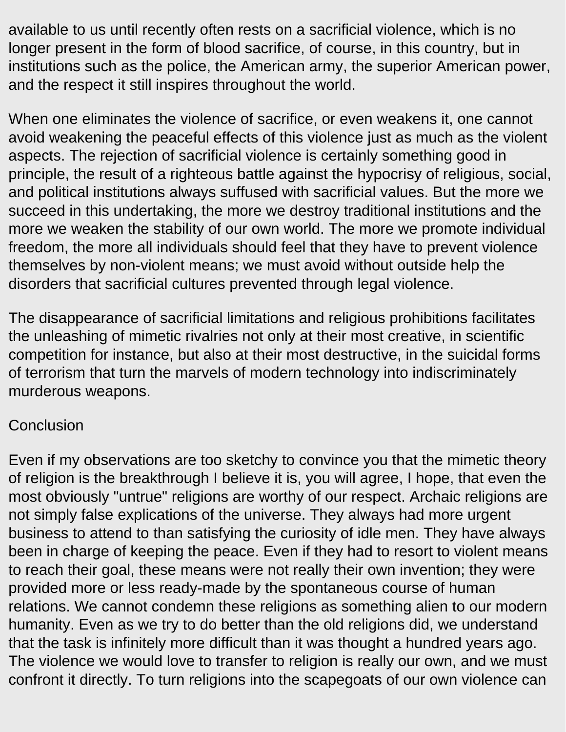available to us until recently often rests on a sacrificial violence, which is no longer present in the form of blood sacrifice, of course, in this country, but in institutions such as the police, the American army, the superior American power, and the respect it still inspires throughout the world.

When one eliminates the violence of sacrifice, or even weakens it, one cannot avoid weakening the peaceful effects of this violence just as much as the violent aspects. The rejection of sacrificial violence is certainly something good in principle, the result of a righteous battle against the hypocrisy of religious, social, and political institutions always suffused with sacrificial values. But the more we succeed in this undertaking, the more we destroy traditional institutions and the more we weaken the stability of our own world. The more we promote individual freedom, the more all individuals should feel that they have to prevent violence themselves by non-violent means; we must avoid without outside help the disorders that sacrificial cultures prevented through legal violence.

The disappearance of sacrificial limitations and religious prohibitions facilitates the unleashing of mimetic rivalries not only at their most creative, in scientific competition for instance, but also at their most destructive, in the suicidal forms of terrorism that turn the marvels of modern technology into indiscriminately murderous weapons.

## Conclusion

Even if my observations are too sketchy to convince you that the mimetic theory of religion is the breakthrough I believe it is, you will agree, I hope, that even the most obviously "untrue" religions are worthy of our respect. Archaic religions are not simply false explications of the universe. They always had more urgent business to attend to than satisfying the curiosity of idle men. They have always been in charge of keeping the peace. Even if they had to resort to violent means to reach their goal, these means were not really their own invention; they were provided more or less ready-made by the spontaneous course of human relations. We cannot condemn these religions as something alien to our modern humanity. Even as we try to do better than the old religions did, we understand that the task is infinitely more difficult than it was thought a hundred years ago. The violence we would love to transfer to religion is really our own, and we must confront it directly. To turn religions into the scapegoats of our own violence can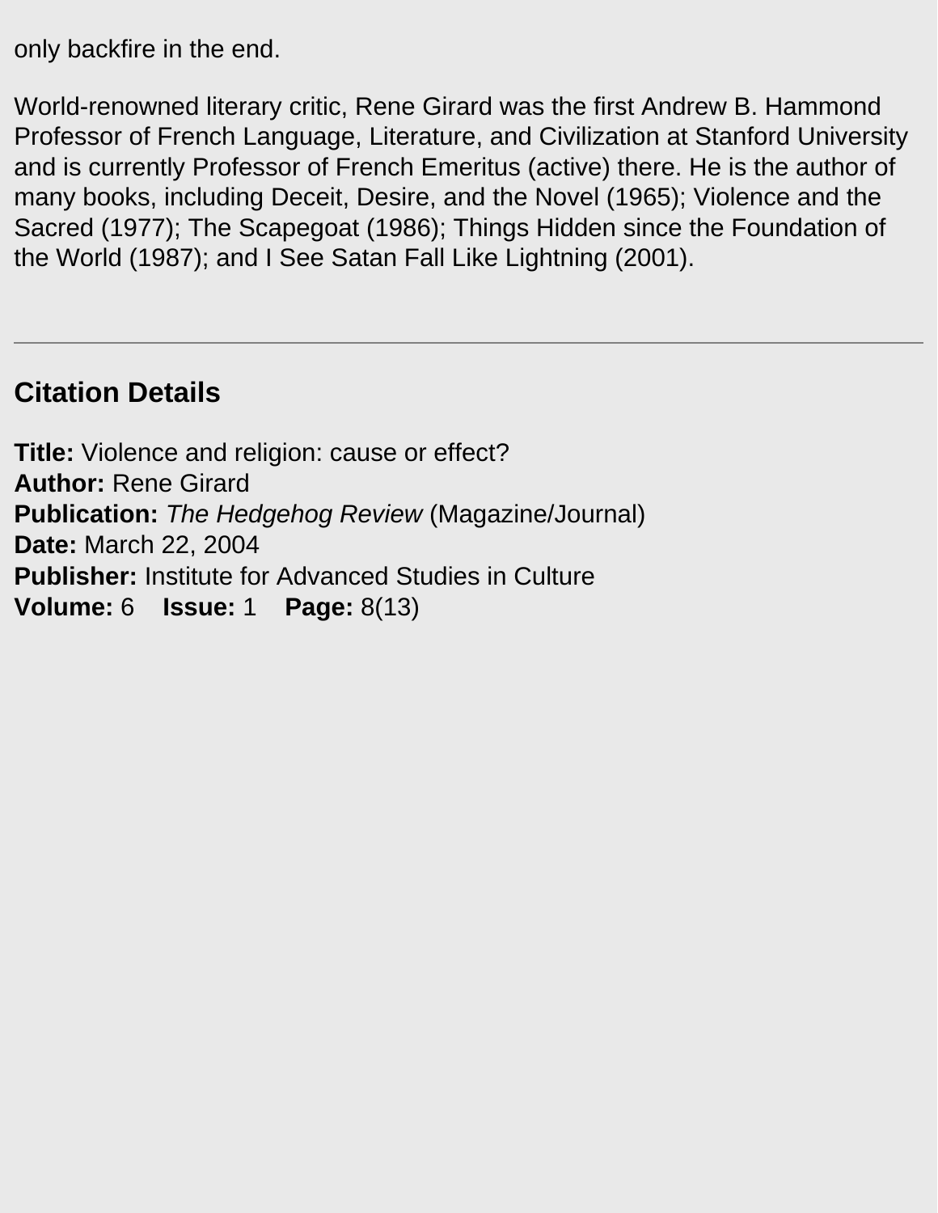only backfire in the end.

World-renowned literary critic, Rene Girard was the first Andrew B. Hammond Professor of French Language, Literature, and Civilization at Stanford University and is currently Professor of French Emeritus (active) there. He is the author of many books, including Deceit, Desire, and the Novel (1965); Violence and the Sacred (1977); The Scapegoat (1986); Things Hidden since the Foundation of the World (1987); and I See Satan Fall Like Lightning (2001).

---

## Citation Details

**Title:** Violence and religion: cause or effect?
**Author:** Rene Girard
**Publication:** *The Hedgehog Review* (Magazine/Journal)
**Date:** March 22, 2004
**Publisher:** Institute for Advanced Studies in Culture
**Volume:** 6 **Issue:** 1 **Page:** 8(13)